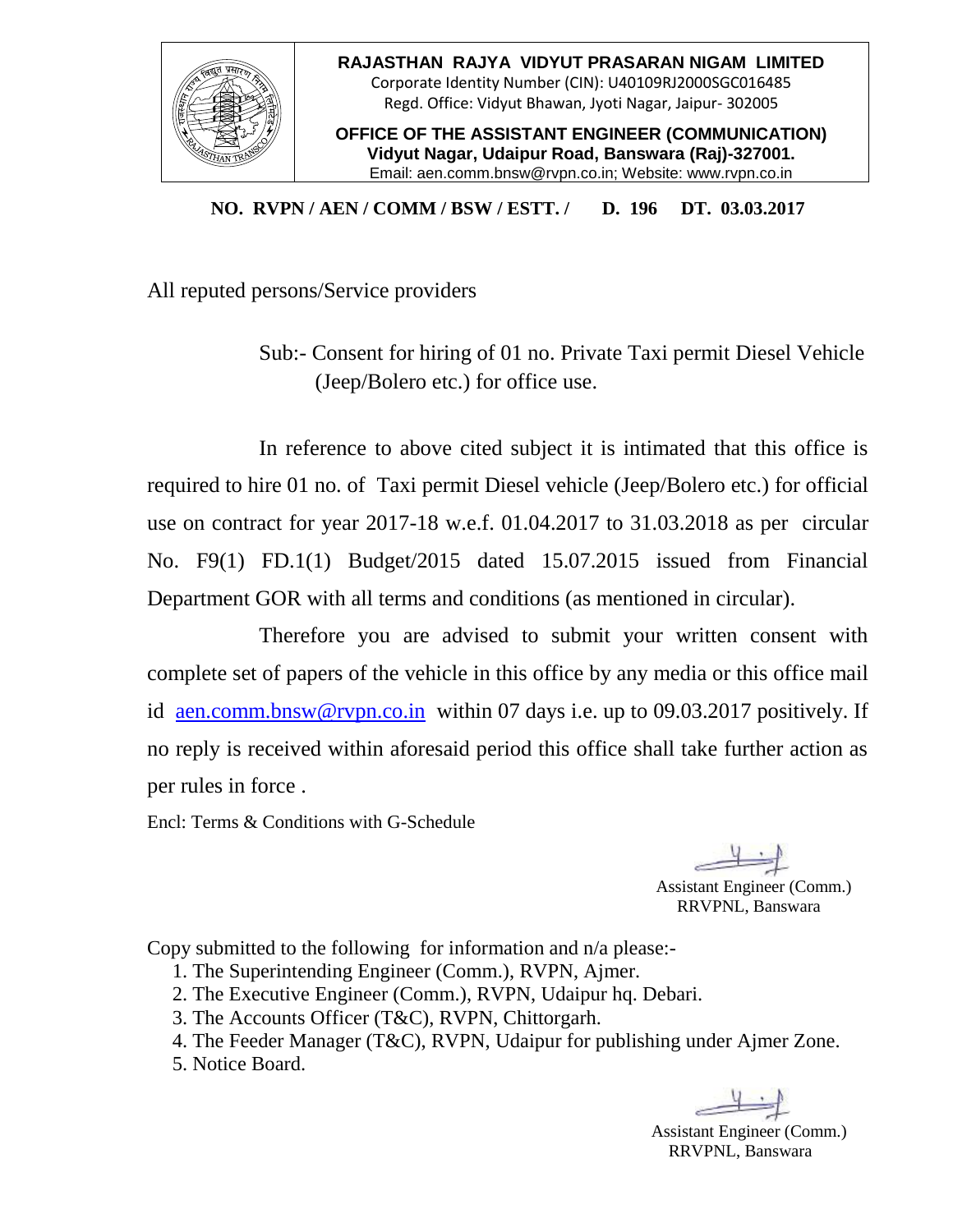**RAJASTHAN RAJYA VIDYUT PRASARAN NIGAM LIMITED**
Corporate Identity Number (CIN): U40109RJ2000SGC016485
Regd. Office: Vidyut Bhawan, Jyoti Nagar, Jaipur- 302005

**OFFICE OF THE ASSISTANT ENGINEER (COMMUNICATION)**
**Vidyut Nagar, Udaipur Road, Banswara (Raj)-327001.**
Email: aen.comm.bnsw@rvpn.co.in; Website: www.rvpn.co.in

**NO. RVPN / AEN / COMM / BSW / ESTT. / D. 196 DT. 03.03.2017**

All reputed persons/Service providers

Sub:- Consent for hiring of 01 no. Private Taxi permit Diesel Vehicle (Jeep/Bolero etc.) for office use.

In reference to above cited subject it is intimated that this office is required to hire 01 no. of Taxi permit Diesel vehicle (Jeep/Bolero etc.) for official use on contract for year 2017-18 w.e.f. 01.04.2017 to 31.03.2018 as per circular No. F9(1) FD.1(1) Budget/2015 dated 15.07.2015 issued from Financial Department GOR with all terms and conditions (as mentioned in circular).

Therefore you are advised to submit your written consent with complete set of papers of the vehicle in this office by any media or this office mail id aen.comm.bnsw@rvpn.co.in within 07 days i.e. up to 09.03.2017 positively. If no reply is received within aforesaid period this office shall take further action as per rules in force .

Encl: Terms & Conditions with G-Schedule

Assistant Engineer (Comm.)
RRVPNL, Banswara

Copy submitted to the following for information and n/a please:-

1. The Superintending Engineer (Comm.), RVPN, Ajmer.
2. The Executive Engineer (Comm.), RVPN, Udaipur hq. Debari.
3. The Accounts Officer (T&C), RVPN, Chittorgarh.
4. The Feeder Manager (T&C), RVPN, Udaipur for publishing under Ajmer Zone.
5. Notice Board.

Assistant Engineer (Comm.)
RRVPNL, Banswara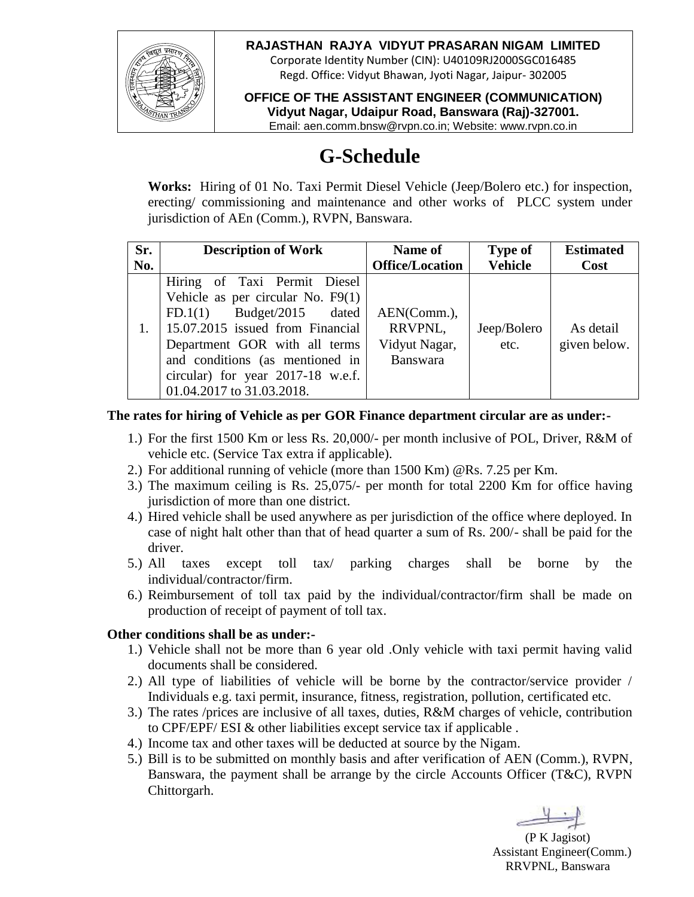**RAJASTHAN RAJYA VIDYUT PRASARAN NIGAM LIMITED**
Corporate Identity Number (CIN): U40109RJ2000SGC016485
Regd. Office: Vidyut Bhawan, Jyoti Nagar, Jaipur- 302005

**OFFICE OF THE ASSISTANT ENGINEER (COMMUNICATION)**
**Vidyut Nagar, Udaipur Road, Banswara (Raj)-327001.**
Email: aen.comm.bnsw@rvpn.co.in; Website: www.rvpn.co.in

# G-Schedule

**Works:** Hiring of 01 No. Taxi Permit Diesel Vehicle (Jeep/Bolero etc.) for inspection, erecting/ commissioning and maintenance and other works of PLCC system under jurisdiction of AEn (Comm.), RVPN, Banswara.

| Sr. No. | Description of Work | Name of Office/Location | Type of Vehicle | Estimated Cost |
|---|---|---|---|---|
| 1. | Hiring of Taxi Permit Diesel Vehicle as per circular No. F9(1) FD.1(1) Budget/2015 dated 15.07.2015 issued from Financial Department GOR with all terms and conditions (as mentioned in circular) for year 2017-18 w.e.f. 01.04.2017 to 31.03.2018. | AEN(Comm.), RRVPNL, Vidyut Nagar, Banswara | Jeep/Bolero etc. | As detail given below. |

**The rates for hiring of Vehicle as per GOR Finance department circular are as under:-**

1.) For the first 1500 Km or less Rs. 20,000/- per month inclusive of POL, Driver, R&M of vehicle etc. (Service Tax extra if applicable).
2.) For additional running of vehicle (more than 1500 Km) @Rs. 7.25 per Km.
3.) The maximum ceiling is Rs. 25,075/- per month for total 2200 Km for office having jurisdiction of more than one district.
4.) Hired vehicle shall be used anywhere as per jurisdiction of the office where deployed. In case of night halt other than that of head quarter a sum of Rs. 200/- shall be paid for the driver.
5.) All taxes except toll tax/ parking charges shall be borne by the individual/contractor/firm.
6.) Reimbursement of toll tax paid by the individual/contractor/firm shall be made on production of receipt of payment of toll tax.

**Other conditions shall be as under:-**

1.) Vehicle shall not be more than 6 year old .Only vehicle with taxi permit having valid documents shall be considered.
2.) All type of liabilities of vehicle will be borne by the contractor/service provider / Individuals e.g. taxi permit, insurance, fitness, registration, pollution, certificated etc.
3.) The rates /prices are inclusive of all taxes, duties, R&M charges of vehicle, contribution to CPF/EPF/ ESI & other liabilities except service tax if applicable .
4.) Income tax and other taxes will be deducted at source by the Nigam.
5.) Bill is to be submitted on monthly basis and after verification of AEN (Comm.), RVPN, Banswara, the payment shall be arrange by the circle Accounts Officer (T&C), RVPN Chittorgarh.

(P K Jagisot)
Assistant Engineer(Comm.)
RRVPNL, Banswara